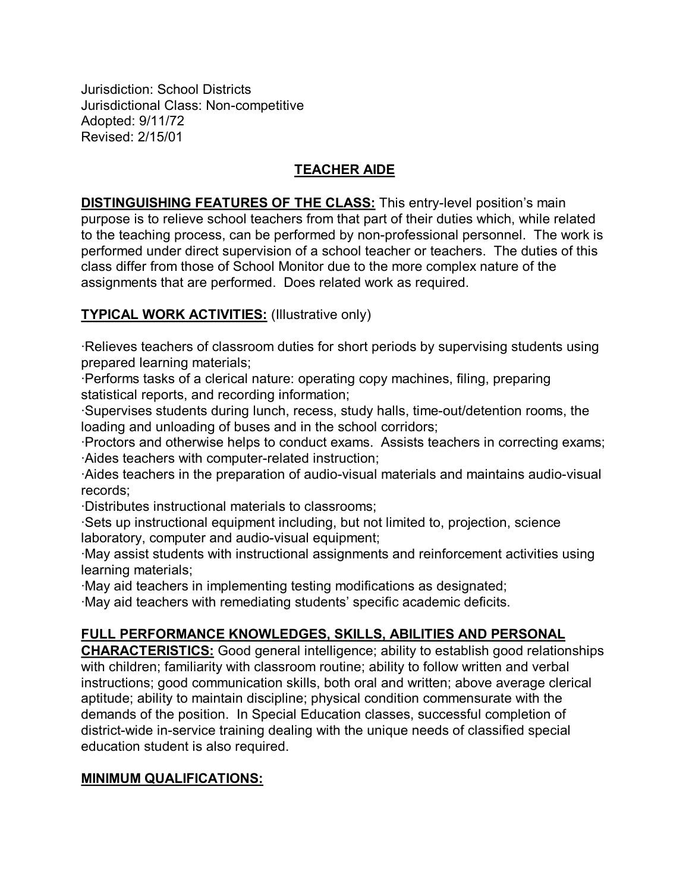Jurisdiction: School Districts
Jurisdictional Class: Non-competitive
Adopted: 9/11/72
Revised: 2/15/01

# TEACHER AIDE

**DISTINGUISHING FEATURES OF THE CLASS:** This entry-level position's main purpose is to relieve school teachers from that part of their duties which, while related to the teaching process, can be performed by non-professional personnel. The work is performed under direct supervision of a school teacher or teachers. The duties of this class differ from those of School Monitor due to the more complex nature of the assignments that are performed. Does related work as required.

**TYPICAL WORK ACTIVITIES:** (Illustrative only)

- Relieves teachers of classroom duties for short periods by supervising students using prepared learning materials;
- Performs tasks of a clerical nature: operating copy machines, filing, preparing statistical reports, and recording information;
- Supervises students during lunch, recess, study halls, time-out/detention rooms, the loading and unloading of buses and in the school corridors;
- Proctors and otherwise helps to conduct exams. Assists teachers in correcting exams;
- Aides teachers with computer-related instruction;
- Aides teachers in the preparation of audio-visual materials and maintains audio-visual records;
- Distributes instructional materials to classrooms;
- Sets up instructional equipment including, but not limited to, projection, science laboratory, computer and audio-visual equipment;
- May assist students with instructional assignments and reinforcement activities using learning materials;
- May aid teachers in implementing testing modifications as designated;
- May aid teachers with remediating students' specific academic deficits.

**FULL PERFORMANCE KNOWLEDGES, SKILLS, ABILITIES AND PERSONAL CHARACTERISTICS:** Good general intelligence; ability to establish good relationships with children; familiarity with classroom routine; ability to follow written and verbal instructions; good communication skills, both oral and written; above average clerical aptitude; ability to maintain discipline; physical condition commensurate with the demands of the position. In Special Education classes, successful completion of district-wide in-service training dealing with the unique needs of classified special education student is also required.

**MINIMUM QUALIFICATIONS:**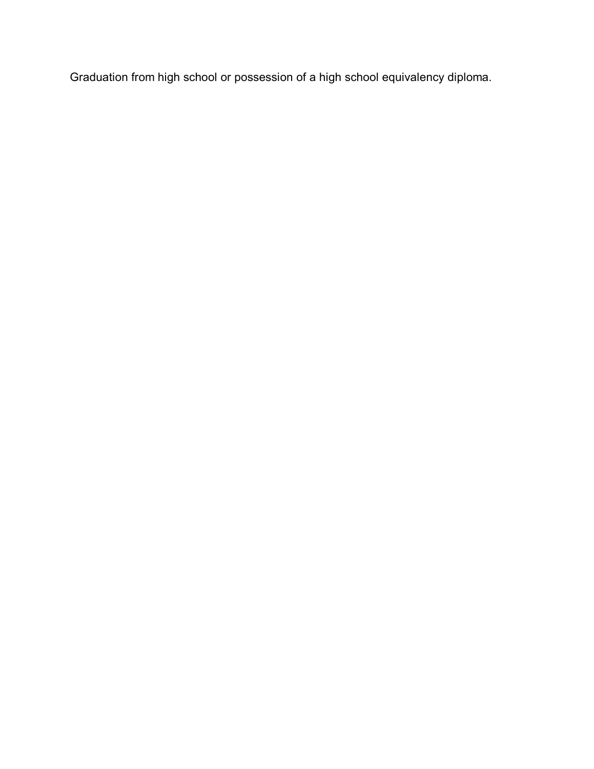Graduation from high school or possession of a high school equivalency diploma.